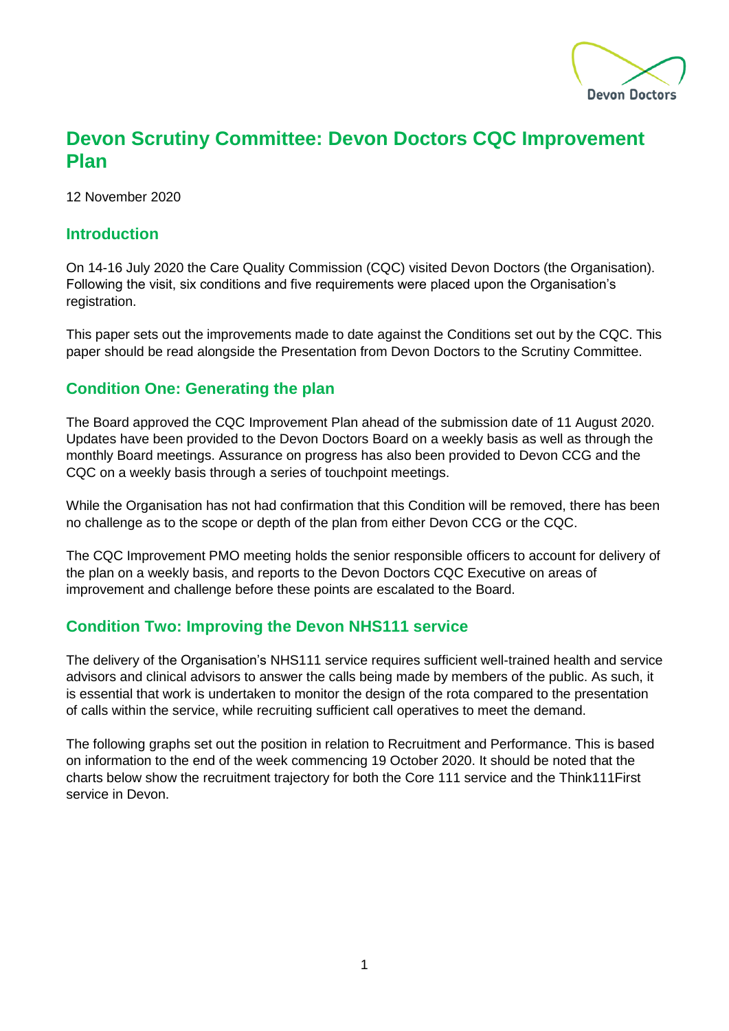# Devon Scrutiny Committee: Devon Doctors CQC Improvement Plan

12 November 2020

## Introduction

On 14-16 July 2020 the Care Quality Commission (CQC) visited Devon Doctors (the Organisation). Following the visit, six conditions and five requirements were placed upon the Organisation's registration.

This paper sets out the improvements made to date against the Conditions set out by the CQC. This paper should be read alongside the Presentation from Devon Doctors to the Scrutiny Committee.

## Condition One: Generating the plan

The Board approved the CQC Improvement Plan ahead of the submission date of 11 August 2020. Updates have been provided to the Devon Doctors Board on a weekly basis as well as through the monthly Board meetings. Assurance on progress has also been provided to Devon CCG and the CQC on a weekly basis through a series of touchpoint meetings.

While the Organisation has not had confirmation that this Condition will be removed, there has been no challenge as to the scope or depth of the plan from either Devon CCG or the CQC.

The CQC Improvement PMO meeting holds the senior responsible officers to account for delivery of the plan on a weekly basis, and reports to the Devon Doctors CQC Executive on areas of improvement and challenge before these points are escalated to the Board.

## Condition Two: Improving the Devon NHS111 service

The delivery of the Organisation's NHS111 service requires sufficient well-trained health and service advisors and clinical advisors to answer the calls being made by members of the public. As such, it is essential that work is undertaken to monitor the design of the rota compared to the presentation of calls within the service, while recruiting sufficient call operatives to meet the demand.

The following graphs set out the position in relation to Recruitment and Performance. This is based on information to the end of the week commencing 19 October 2020. It should be noted that the charts below show the recruitment trajectory for both the Core 111 service and the Think111First service in Devon.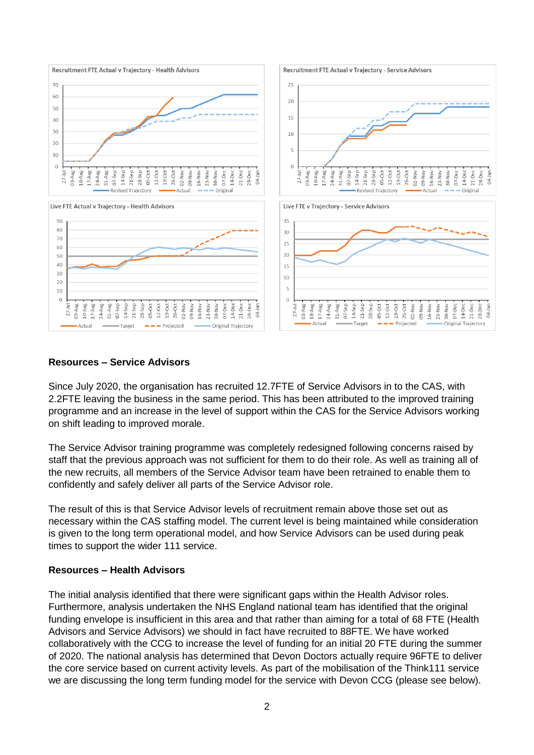Recruitment FTE Actual v Trajectory - Health Advisors

0
10
20
30
40
50
60
70

27-Jul 03-Aug 10-Aug 17-Aug 24-Aug 31-Aug 07-Sep 14-Sep 21-Sep 28-Sep 05-Oct 12-Oct 19-Oct 26-Oct 02-Nov 09-Nov 16-Nov 23-Nov 30-Nov 07-Dec 14-Dec 21-Dec 28-Dec 04-Jan

Revised Trajectory   Actual   Original

Recruitment FTE Actual v Trajectory - Service Advisors

0
5
10
15
20
25

27-Jul 03-Aug 10-Aug 17-Aug 24-Aug 31-Aug 07-Sep 14-Sep 21-Sep 28-Sep 05-Oct 12-Oct 19-Oct 26-Oct 02-Nov 09-Nov 16-Nov 23-Nov 30-Nov 07-Dec 14-Dec 21-Dec 28-Dec 04-Jan

Revised Trajectory   Actual   Original

Live FTE Actual v Trajectory - Health Advisors

0
10
20
30
40
50
60
70
80
90

27-Jul 03-Aug 10-Aug 17-Aug 24-Aug 31-Aug 07-Sep 14-Sep 21-Sep 28-Sep 05-Oct 12-Oct 19-Oct 26-Oct 02-Nov 09-Nov 16-Nov 23-Nov 30-Nov 07-Dec 14-Dec 21-Dec 28-Dec 04-Jan

Actual   Target   Projected   Original Trajectory

Live FTE v Trajectory - Service Advisors

0
5
10
15
20
25
30
35

27-Jul 03-Aug 10-Aug 17-Aug 24-Aug 31-Aug 07-Sep 14-Sep 21-Sep 28-Sep 05-Oct 12-Oct 19-Oct 26-Oct 02-Nov 09-Nov 16-Nov 23-Nov 30-Nov 07-Dec 14-Dec 21-Dec 28-Dec 04-Jan

Actual   Target   Projected   Original Trajectory

### Resources – Service Advisors

Since July 2020, the organisation has recruited 12.7FTE of Service Advisors in to the CAS, with 2.2FTE leaving the business in the same period. This has been attributed to the improved training programme and an increase in the level of support within the CAS for the Service Advisors working on shift leading to improved morale.

The Service Advisor training programme was completely redesigned following concerns raised by staff that the previous approach was not sufficient for them to do their role. As well as training all of the new recruits, all members of the Service Advisor team have been retrained to enable them to confidently and safely deliver all parts of the Service Advisor role.

The result of this is that Service Advisor levels of recruitment remain above those set out as necessary within the CAS staffing model. The current level is being maintained while consideration is given to the long term operational model, and how Service Advisors can be used during peak times to support the wider 111 service.

### Resources – Health Advisors

The initial analysis identified that there were significant gaps within the Health Advisor roles. Furthermore, analysis undertaken the NHS England national team has identified that the original funding envelope is insufficient in this area and that rather than aiming for a total of 68 FTE (Health Advisors and Service Advisors) we should in fact have recruited to 88FTE. We have worked collaboratively with the CCG to increase the level of funding for an initial 20 FTE during the summer of 2020. The national analysis has determined that Devon Doctors actually require 96FTE to deliver the core service based on current activity levels. As part of the mobilisation of the Think111 service we are discussing the long term funding model for the service with Devon CCG (please see below).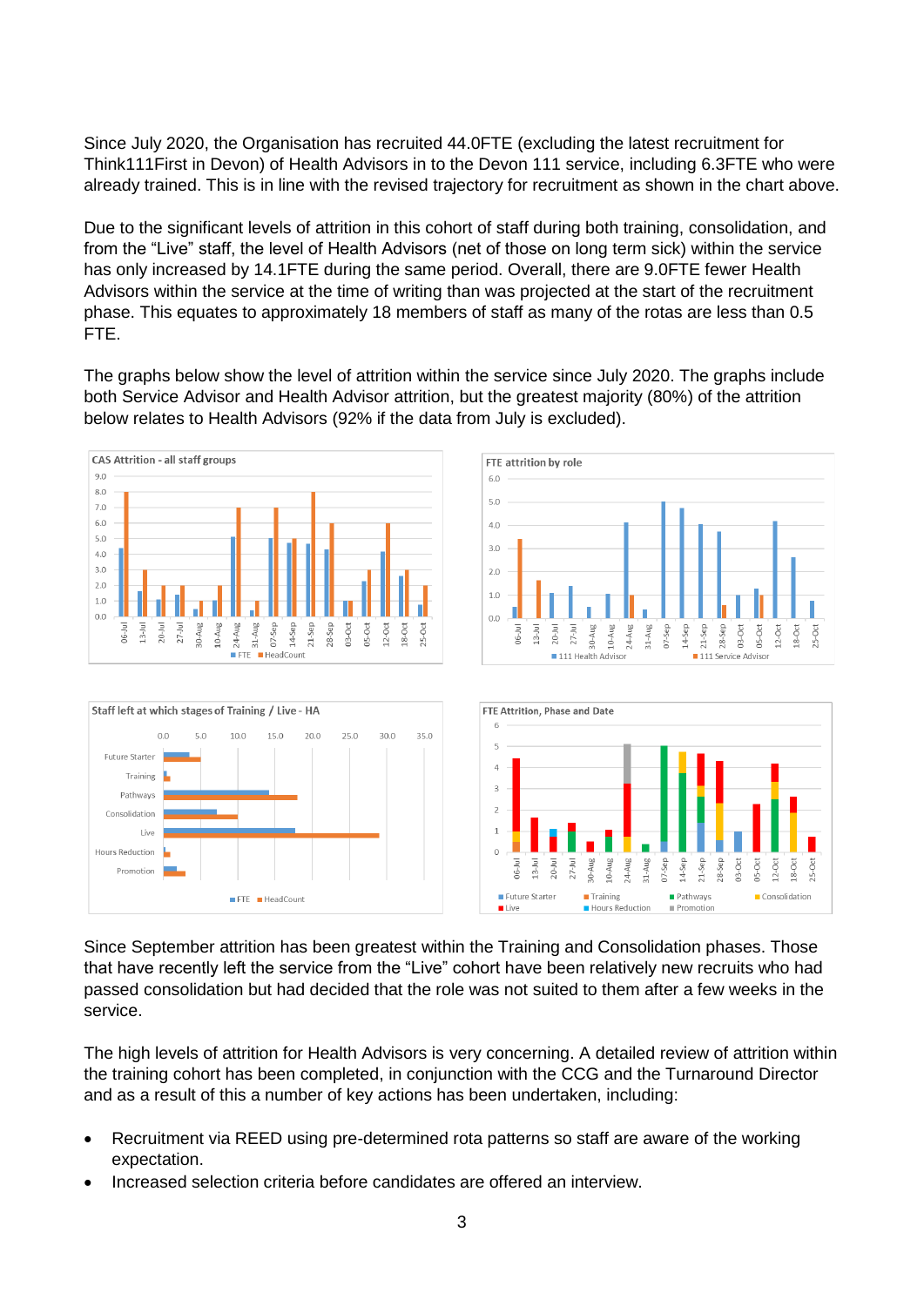Since July 2020, the Organisation has recruited 44.0FTE (excluding the latest recruitment for Think111First in Devon) of Health Advisors in to the Devon 111 service, including 6.3FTE who were already trained. This is in line with the revised trajectory for recruitment as shown in the chart above.

Due to the significant levels of attrition in this cohort of staff during both training, consolidation, and from the "Live" staff, the level of Health Advisors (net of those on long term sick) within the service has only increased by 14.1FTE during the same period. Overall, there are 9.0FTE fewer Health Advisors within the service at the time of writing than was projected at the start of the recruitment phase. This equates to approximately 18 members of staff as many of the rotas are less than 0.5 FTE.

The graphs below show the level of attrition within the service since July 2020. The graphs include both Service Advisor and Health Advisor attrition, but the greatest majority (80%) of the attrition below relates to Health Advisors (92% if the data from July is excluded).

CAS Attrition - all staff groups

9.0 8.0 7.0 6.0 5.0 4.0 3.0 2.0 1.0 0.0

06-Jul 13-Jul 20-Jul 27-Jul 30-Aug 10-Aug 24-Aug 31-Aug 07-Sep 14-Sep 21-Sep 28-Sep 03-Oct 05-Oct 12-Oct 18-Oct 25-Oct

FTE HeadCount

FTE attrition by role

6.0 5.0 4.0 3.0 2.0 1.0 0.0

06-Jul 13-Jul 20-Jul 27-Jul 30-Aug 10-Aug 24-Aug 31-Aug 07-Sep 14-Sep 21-Sep 28-Sep 03-Oct 05-Oct 12-Oct 18-Oct 25-Oct

111 Health Advisor 111 Service Advisor

Staff left at which stages of Training / Live - HA

0.0 5.0 10.0 15.0 20.0 25.0 30.0 35.0

Future Starter
Training
Pathways
Consolidation
Live
Hours Reduction
Promotion

FTE HeadCount

FTE Attrition, Phase and Date

6 5 4 3 2 1 0

06-Jul 13-Jul 20-Jul 27-Jul 30-Aug 10-Aug 24-Aug 31-Aug 07-Sep 14-Sep 21-Sep 28-Sep 03-Oct 05-Oct 12-Oct 18-Oct 25-Oct

Future Starter Training Pathways Consolidation Live Hours Reduction Promotion

Since September attrition has been greatest within the Training and Consolidation phases. Those that have recently left the service from the "Live" cohort have been relatively new recruits who had passed consolidation but had decided that the role was not suited to them after a few weeks in the service.

The high levels of attrition for Health Advisors is very concerning. A detailed review of attrition within the training cohort has been completed, in conjunction with the CCG and the Turnaround Director and as a result of this a number of key actions has been undertaken, including:

- Recruitment via REED using pre-determined rota patterns so staff are aware of the working expectation.
- Increased selection criteria before candidates are offered an interview.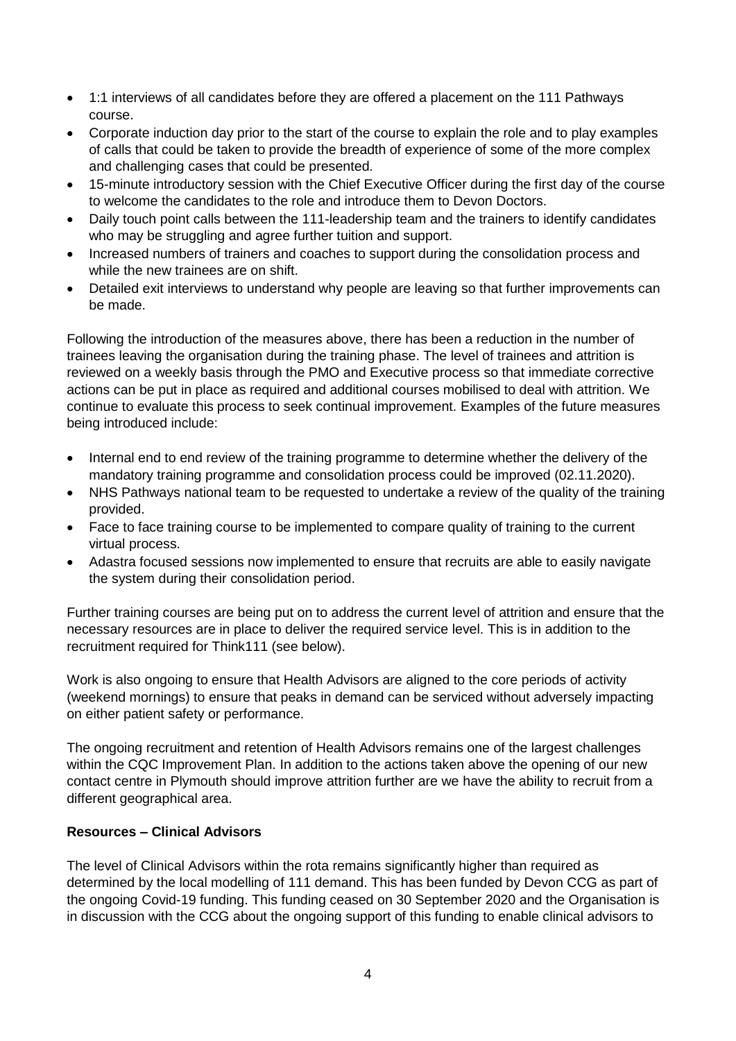- 1:1 interviews of all candidates before they are offered a placement on the 111 Pathways course.
- Corporate induction day prior to the start of the course to explain the role and to play examples of calls that could be taken to provide the breadth of experience of some of the more complex and challenging cases that could be presented.
- 15-minute introductory session with the Chief Executive Officer during the first day of the course to welcome the candidates to the role and introduce them to Devon Doctors.
- Daily touch point calls between the 111-leadership team and the trainers to identify candidates who may be struggling and agree further tuition and support.
- Increased numbers of trainers and coaches to support during the consolidation process and while the new trainees are on shift.
- Detailed exit interviews to understand why people are leaving so that further improvements can be made.

Following the introduction of the measures above, there has been a reduction in the number of trainees leaving the organisation during the training phase. The level of trainees and attrition is reviewed on a weekly basis through the PMO and Executive process so that immediate corrective actions can be put in place as required and additional courses mobilised to deal with attrition. We continue to evaluate this process to seek continual improvement. Examples of the future measures being introduced include:

- Internal end to end review of the training programme to determine whether the delivery of the mandatory training programme and consolidation process could be improved (02.11.2020).
- NHS Pathways national team to be requested to undertake a review of the quality of the training provided.
- Face to face training course to be implemented to compare quality of training to the current virtual process.
- Adastra focused sessions now implemented to ensure that recruits are able to easily navigate the system during their consolidation period.

Further training courses are being put on to address the current level of attrition and ensure that the necessary resources are in place to deliver the required service level. This is in addition to the recruitment required for Think111 (see below).

Work is also ongoing to ensure that Health Advisors are aligned to the core periods of activity (weekend mornings) to ensure that peaks in demand can be serviced without adversely impacting on either patient safety or performance.

The ongoing recruitment and retention of Health Advisors remains one of the largest challenges within the CQC Improvement Plan. In addition to the actions taken above the opening of our new contact centre in Plymouth should improve attrition further are we have the ability to recruit from a different geographical area.

**Resources – Clinical Advisors**

The level of Clinical Advisors within the rota remains significantly higher than required as determined by the local modelling of 111 demand. This has been funded by Devon CCG as part of the ongoing Covid-19 funding. This funding ceased on 30 September 2020 and the Organisation is in discussion with the CCG about the ongoing support of this funding to enable clinical advisors to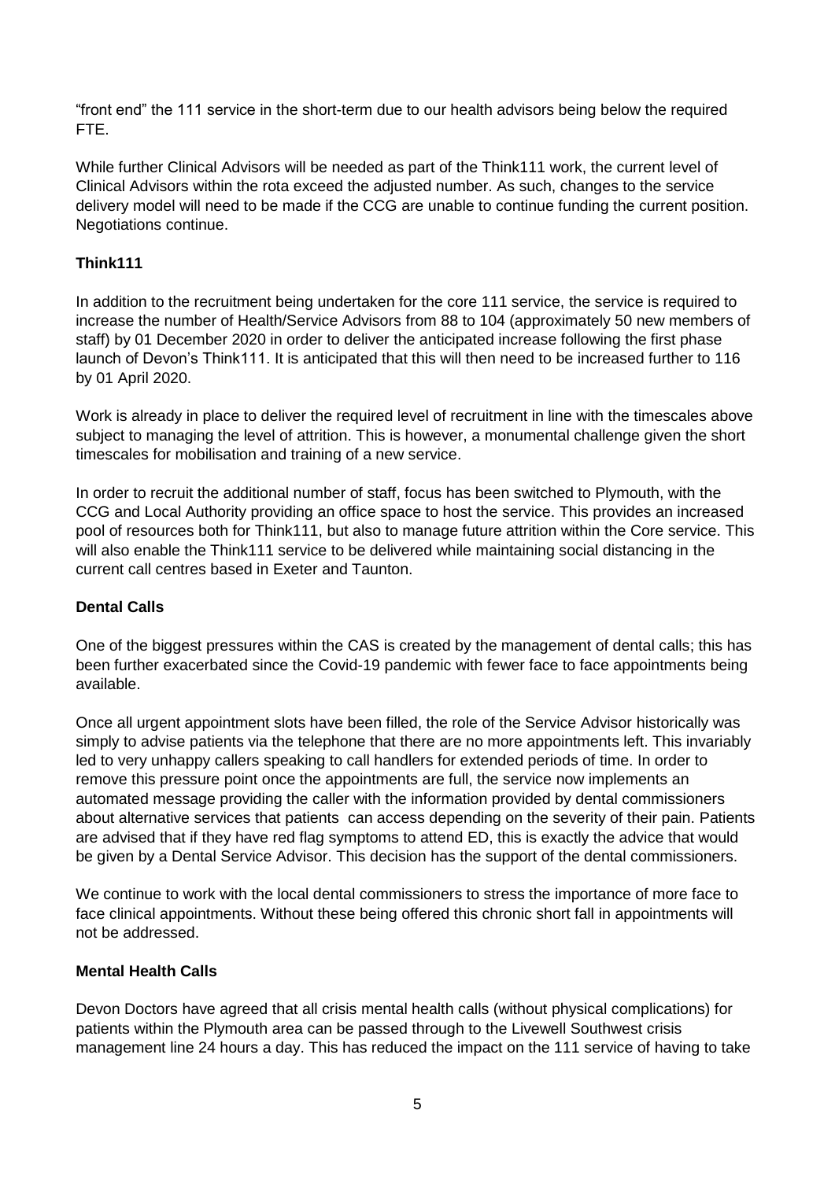"front end" the 111 service in the short-term due to our health advisors being below the required FTE.

While further Clinical Advisors will be needed as part of the Think111 work, the current level of Clinical Advisors within the rota exceed the adjusted number. As such, changes to the service delivery model will need to be made if the CCG are unable to continue funding the current position. Negotiations continue.

**Think111**

In addition to the recruitment being undertaken for the core 111 service, the service is required to increase the number of Health/Service Advisors from 88 to 104 (approximately 50 new members of staff) by 01 December 2020 in order to deliver the anticipated increase following the first phase launch of Devon's Think111. It is anticipated that this will then need to be increased further to 116 by 01 April 2020.

Work is already in place to deliver the required level of recruitment in line with the timescales above subject to managing the level of attrition. This is however, a monumental challenge given the short timescales for mobilisation and training of a new service.

In order to recruit the additional number of staff, focus has been switched to Plymouth, with the CCG and Local Authority providing an office space to host the service. This provides an increased pool of resources both for Think111, but also to manage future attrition within the Core service. This will also enable the Think111 service to be delivered while maintaining social distancing in the current call centres based in Exeter and Taunton.

**Dental Calls**

One of the biggest pressures within the CAS is created by the management of dental calls; this has been further exacerbated since the Covid-19 pandemic with fewer face to face appointments being available.

Once all urgent appointment slots have been filled, the role of the Service Advisor historically was simply to advise patients via the telephone that there are no more appointments left. This invariably led to very unhappy callers speaking to call handlers for extended periods of time. In order to remove this pressure point once the appointments are full, the service now implements an automated message providing the caller with the information provided by dental commissioners about alternative services that patients can access depending on the severity of their pain. Patients are advised that if they have red flag symptoms to attend ED, this is exactly the advice that would be given by a Dental Service Advisor. This decision has the support of the dental commissioners.

We continue to work with the local dental commissioners to stress the importance of more face to face clinical appointments. Without these being offered this chronic short fall in appointments will not be addressed.

**Mental Health Calls**

Devon Doctors have agreed that all crisis mental health calls (without physical complications) for patients within the Plymouth area can be passed through to the Livewell Southwest crisis management line 24 hours a day. This has reduced the impact on the 111 service of having to take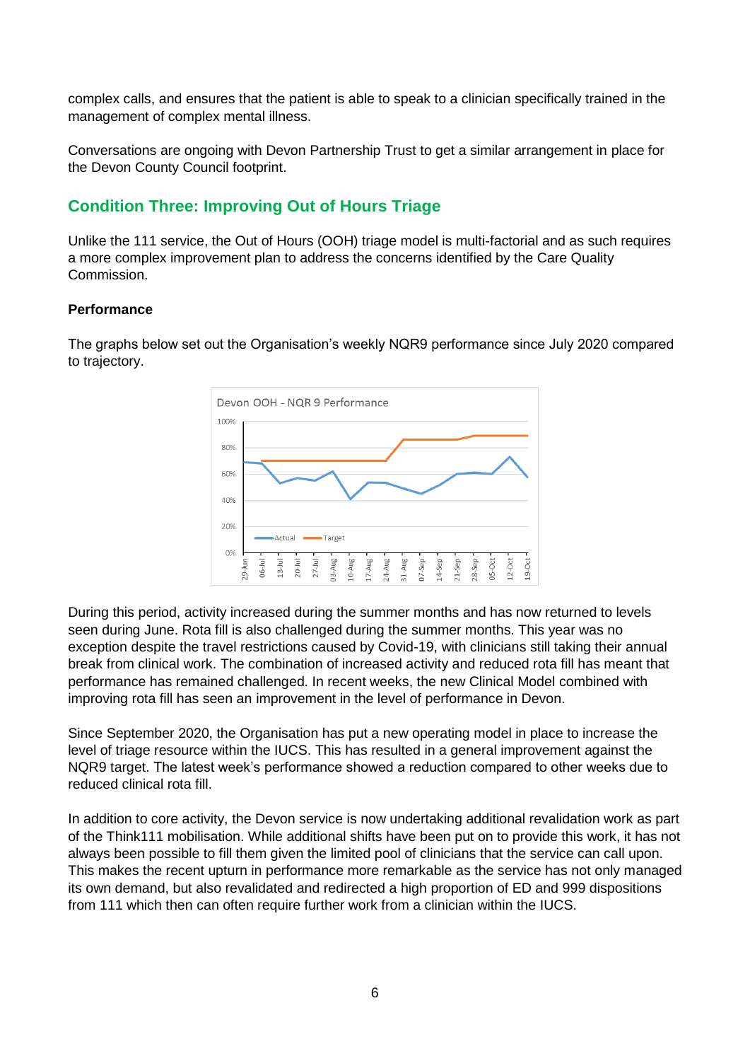complex calls, and ensures that the patient is able to speak to a clinician specifically trained in the management of complex mental illness.

Conversations are ongoing with Devon Partnership Trust to get a similar arrangement in place for the Devon County Council footprint.

## Condition Three: Improving Out of Hours Triage

Unlike the 111 service, the Out of Hours (OOH) triage model is multi-factorial and as such requires a more complex improvement plan to address the concerns identified by the Care Quality Commission.

**Performance**

The graphs below set out the Organisation's weekly NQR9 performance since July 2020 compared to trajectory.

Devon OOH - NQR 9 Performance

100%
80%
60%
40%
20%
0%

Actual
Target

29-Jun
06-Jul
13-Jul
20-Jul
27-Jul
03-Aug
10-Aug
17-Aug
24-Aug
31-Aug
07-Sep
14-Sep
21-Sep
28-Sep
05-Oct
12-Oct
19-Oct

During this period, activity increased during the summer months and has now returned to levels seen during June. Rota fill is also challenged during the summer months. This year was no exception despite the travel restrictions caused by Covid-19, with clinicians still taking their annual break from clinical work. The combination of increased activity and reduced rota fill has meant that performance has remained challenged. In recent weeks, the new Clinical Model combined with improving rota fill has seen an improvement in the level of performance in Devon.

Since September 2020, the Organisation has put a new operating model in place to increase the level of triage resource within the IUCS. This has resulted in a general improvement against the NQR9 target. The latest week's performance showed a reduction compared to other weeks due to reduced clinical rota fill.

In addition to core activity, the Devon service is now undertaking additional revalidation work as part of the Think111 mobilisation. While additional shifts have been put on to provide this work, it has not always been possible to fill them given the limited pool of clinicians that the service can call upon. This makes the recent upturn in performance more remarkable as the service has not only managed its own demand, but also revalidated and redirected a high proportion of ED and 999 dispositions from 111 which then can often require further work from a clinician within the IUCS.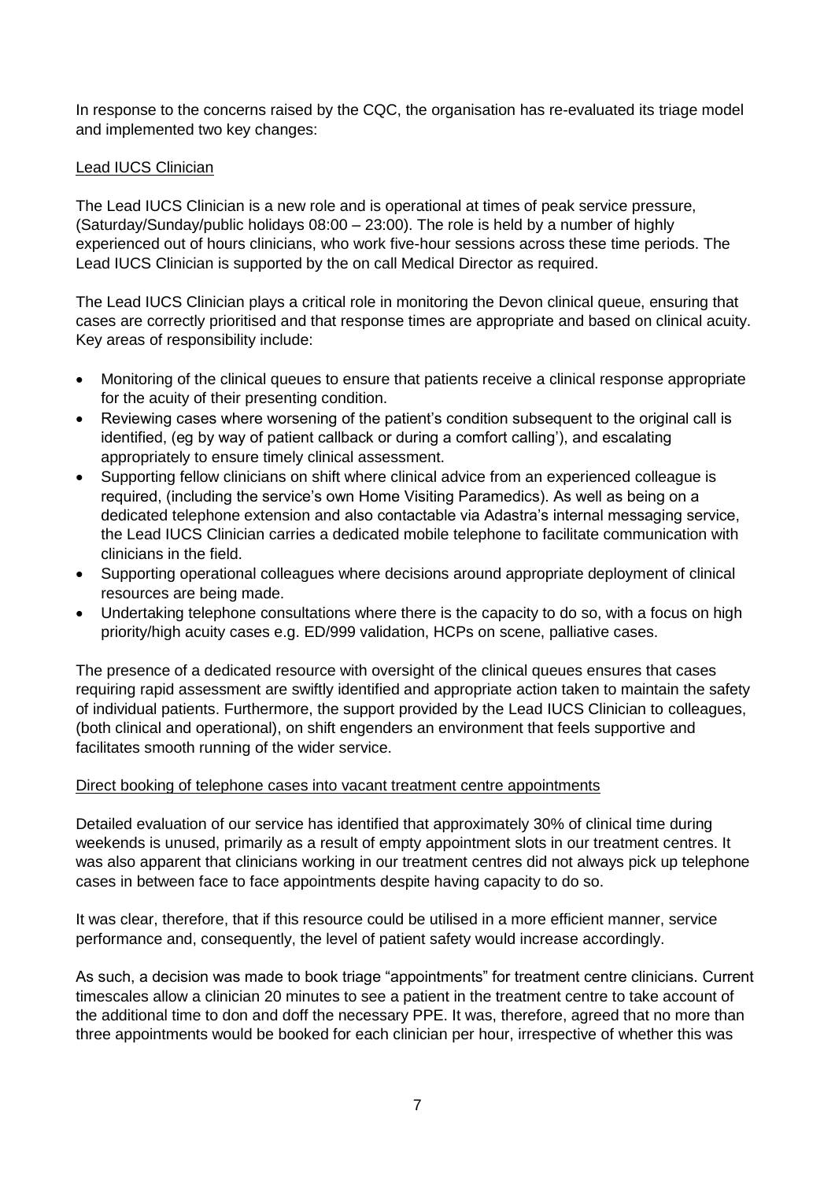In response to the concerns raised by the CQC, the organisation has re-evaluated its triage model and implemented two key changes:

<u>Lead IUCS Clinician</u>

The Lead IUCS Clinician is a new role and is operational at times of peak service pressure, (Saturday/Sunday/public holidays 08:00 – 23:00). The role is held by a number of highly experienced out of hours clinicians, who work five-hour sessions across these time periods. The Lead IUCS Clinician is supported by the on call Medical Director as required.

The Lead IUCS Clinician plays a critical role in monitoring the Devon clinical queue, ensuring that cases are correctly prioritised and that response times are appropriate and based on clinical acuity. Key areas of responsibility include:

- Monitoring of the clinical queues to ensure that patients receive a clinical response appropriate for the acuity of their presenting condition.
- Reviewing cases where worsening of the patient's condition subsequent to the original call is identified, (eg by way of patient callback or during a comfort calling'), and escalating appropriately to ensure timely clinical assessment.
- Supporting fellow clinicians on shift where clinical advice from an experienced colleague is required, (including the service's own Home Visiting Paramedics). As well as being on a dedicated telephone extension and also contactable via Adastra's internal messaging service, the Lead IUCS Clinician carries a dedicated mobile telephone to facilitate communication with clinicians in the field.
- Supporting operational colleagues where decisions around appropriate deployment of clinical resources are being made.
- Undertaking telephone consultations where there is the capacity to do so, with a focus on high priority/high acuity cases e.g. ED/999 validation, HCPs on scene, palliative cases.

The presence of a dedicated resource with oversight of the clinical queues ensures that cases requiring rapid assessment are swiftly identified and appropriate action taken to maintain the safety of individual patients. Furthermore, the support provided by the Lead IUCS Clinician to colleagues, (both clinical and operational), on shift engenders an environment that feels supportive and facilitates smooth running of the wider service.

<u>Direct booking of telephone cases into vacant treatment centre appointments</u>

Detailed evaluation of our service has identified that approximately 30% of clinical time during weekends is unused, primarily as a result of empty appointment slots in our treatment centres. It was also apparent that clinicians working in our treatment centres did not always pick up telephone cases in between face to face appointments despite having capacity to do so.

It was clear, therefore, that if this resource could be utilised in a more efficient manner, service performance and, consequently, the level of patient safety would increase accordingly.

As such, a decision was made to book triage "appointments" for treatment centre clinicians. Current timescales allow a clinician 20 minutes to see a patient in the treatment centre to take account of the additional time to don and doff the necessary PPE. It was, therefore, agreed that no more than three appointments would be booked for each clinician per hour, irrespective of whether this was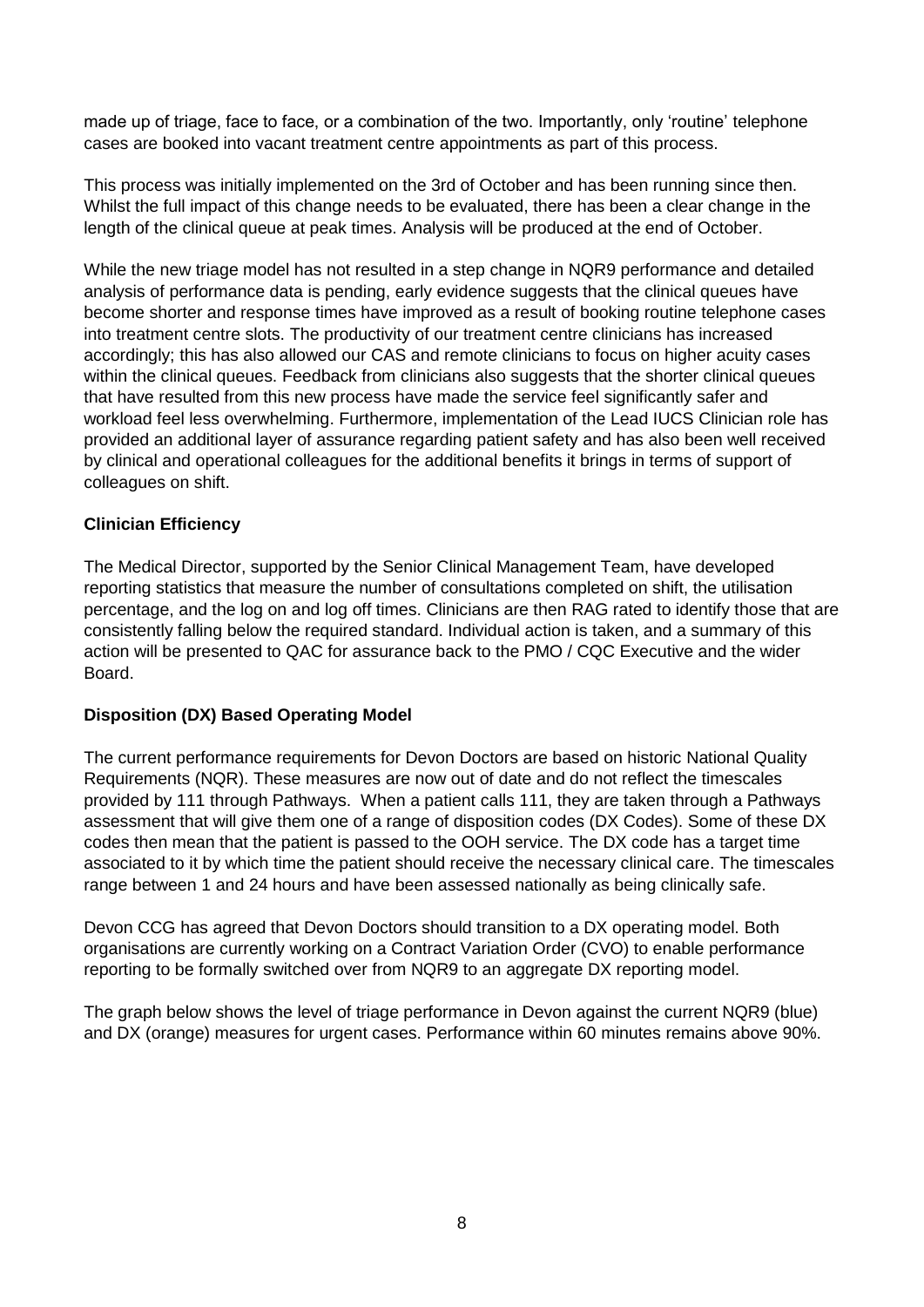made up of triage, face to face, or a combination of the two. Importantly, only 'routine' telephone cases are booked into vacant treatment centre appointments as part of this process.

This process was initially implemented on the 3rd of October and has been running since then. Whilst the full impact of this change needs to be evaluated, there has been a clear change in the length of the clinical queue at peak times. Analysis will be produced at the end of October.

While the new triage model has not resulted in a step change in NQR9 performance and detailed analysis of performance data is pending, early evidence suggests that the clinical queues have become shorter and response times have improved as a result of booking routine telephone cases into treatment centre slots. The productivity of our treatment centre clinicians has increased accordingly; this has also allowed our CAS and remote clinicians to focus on higher acuity cases within the clinical queues. Feedback from clinicians also suggests that the shorter clinical queues that have resulted from this new process have made the service feel significantly safer and workload feel less overwhelming. Furthermore, implementation of the Lead IUCS Clinician role has provided an additional layer of assurance regarding patient safety and has also been well received by clinical and operational colleagues for the additional benefits it brings in terms of support of colleagues on shift.

**Clinician Efficiency**

The Medical Director, supported by the Senior Clinical Management Team, have developed reporting statistics that measure the number of consultations completed on shift, the utilisation percentage, and the log on and log off times. Clinicians are then RAG rated to identify those that are consistently falling below the required standard. Individual action is taken, and a summary of this action will be presented to QAC for assurance back to the PMO / CQC Executive and the wider Board.

**Disposition (DX) Based Operating Model**

The current performance requirements for Devon Doctors are based on historic National Quality Requirements (NQR). These measures are now out of date and do not reflect the timescales provided by 111 through Pathways. When a patient calls 111, they are taken through a Pathways assessment that will give them one of a range of disposition codes (DX Codes). Some of these DX codes then mean that the patient is passed to the OOH service. The DX code has a target time associated to it by which time the patient should receive the necessary clinical care. The timescales range between 1 and 24 hours and have been assessed nationally as being clinically safe.

Devon CCG has agreed that Devon Doctors should transition to a DX operating model. Both organisations are currently working on a Contract Variation Order (CVO) to enable performance reporting to be formally switched over from NQR9 to an aggregate DX reporting model.

The graph below shows the level of triage performance in Devon against the current NQR9 (blue) and DX (orange) measures for urgent cases. Performance within 60 minutes remains above 90%.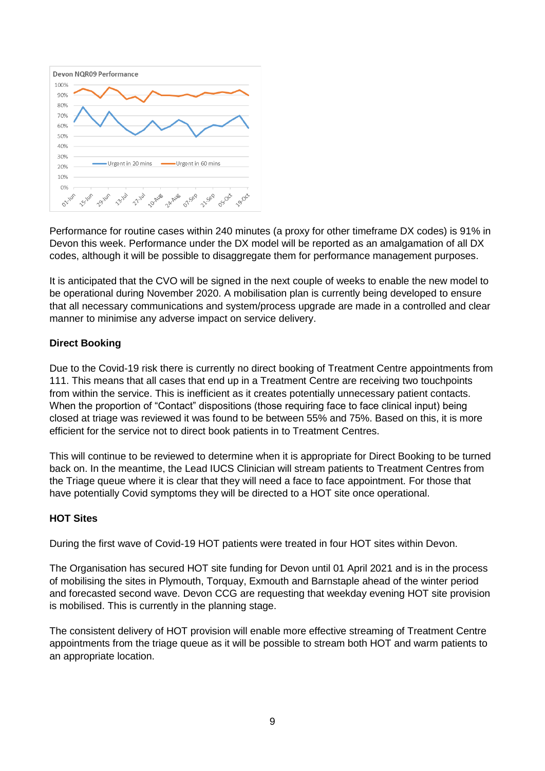Devon NQR09 Performance

100%
90%
80%
70%
60%
50%
40%
30%
20%
10%
0%

Urgent in 20 mins
Urgent in 60 mins

01-Jun
15-Jun
29-Jun
13-Jul
27-Jul
10-Aug
24-Aug
07-Sep
21-Sep
05-Oct
19-Oct

Performance for routine cases within 240 minutes (a proxy for other timeframe DX codes) is 91% in Devon this week. Performance under the DX model will be reported as an amalgamation of all DX codes, although it will be possible to disaggregate them for performance management purposes.

It is anticipated that the CVO will be signed in the next couple of weeks to enable the new model to be operational during November 2020. A mobilisation plan is currently being developed to ensure that all necessary communications and system/process upgrade are made in a controlled and clear manner to minimise any adverse impact on service delivery.

**Direct Booking**

Due to the Covid-19 risk there is currently no direct booking of Treatment Centre appointments from 111. This means that all cases that end up in a Treatment Centre are receiving two touchpoints from within the service. This is inefficient as it creates potentially unnecessary patient contacts. When the proportion of "Contact" dispositions (those requiring face to face clinical input) being closed at triage was reviewed it was found to be between 55% and 75%. Based on this, it is more efficient for the service not to direct book patients in to Treatment Centres.

This will continue to be reviewed to determine when it is appropriate for Direct Booking to be turned back on. In the meantime, the Lead IUCS Clinician will stream patients to Treatment Centres from the Triage queue where it is clear that they will need a face to face appointment. For those that have potentially Covid symptoms they will be directed to a HOT site once operational.

**HOT Sites**

During the first wave of Covid-19 HOT patients were treated in four HOT sites within Devon.

The Organisation has secured HOT site funding for Devon until 01 April 2021 and is in the process of mobilising the sites in Plymouth, Torquay, Exmouth and Barnstaple ahead of the winter period and forecasted second wave. Devon CCG are requesting that weekday evening HOT site provision is mobilised. This is currently in the planning stage.

The consistent delivery of HOT provision will enable more effective streaming of Treatment Centre appointments from the triage queue as it will be possible to stream both HOT and warm patients to an appropriate location.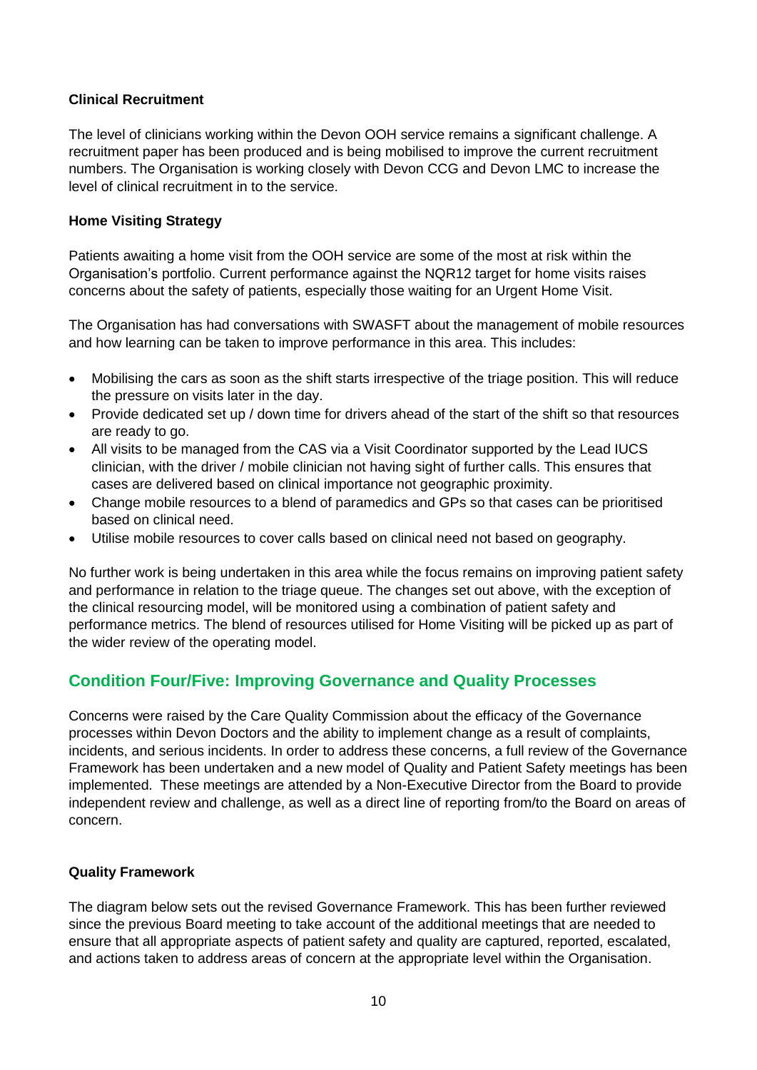**Clinical Recruitment**

The level of clinicians working within the Devon OOH service remains a significant challenge. A recruitment paper has been produced and is being mobilised to improve the current recruitment numbers. The Organisation is working closely with Devon CCG and Devon LMC to increase the level of clinical recruitment in to the service.

**Home Visiting Strategy**

Patients awaiting a home visit from the OOH service are some of the most at risk within the Organisation's portfolio. Current performance against the NQR12 target for home visits raises concerns about the safety of patients, especially those waiting for an Urgent Home Visit.

The Organisation has had conversations with SWASFT about the management of mobile resources and how learning can be taken to improve performance in this area. This includes:

- Mobilising the cars as soon as the shift starts irrespective of the triage position. This will reduce the pressure on visits later in the day.
- Provide dedicated set up / down time for drivers ahead of the start of the shift so that resources are ready to go.
- All visits to be managed from the CAS via a Visit Coordinator supported by the Lead IUCS clinician, with the driver / mobile clinician not having sight of further calls. This ensures that cases are delivered based on clinical importance not geographic proximity.
- Change mobile resources to a blend of paramedics and GPs so that cases can be prioritised based on clinical need.
- Utilise mobile resources to cover calls based on clinical need not based on geography.

No further work is being undertaken in this area while the focus remains on improving patient safety and performance in relation to the triage queue. The changes set out above, with the exception of the clinical resourcing model, will be monitored using a combination of patient safety and performance metrics. The blend of resources utilised for Home Visiting will be picked up as part of the wider review of the operating model.

## Condition Four/Five: Improving Governance and Quality Processes

Concerns were raised by the Care Quality Commission about the efficacy of the Governance processes within Devon Doctors and the ability to implement change as a result of complaints, incidents, and serious incidents. In order to address these concerns, a full review of the Governance Framework has been undertaken and a new model of Quality and Patient Safety meetings has been implemented. These meetings are attended by a Non-Executive Director from the Board to provide independent review and challenge, as well as a direct line of reporting from/to the Board on areas of concern.

**Quality Framework**

The diagram below sets out the revised Governance Framework. This has been further reviewed since the previous Board meeting to take account of the additional meetings that are needed to ensure that all appropriate aspects of patient safety and quality are captured, reported, escalated, and actions taken to address areas of concern at the appropriate level within the Organisation.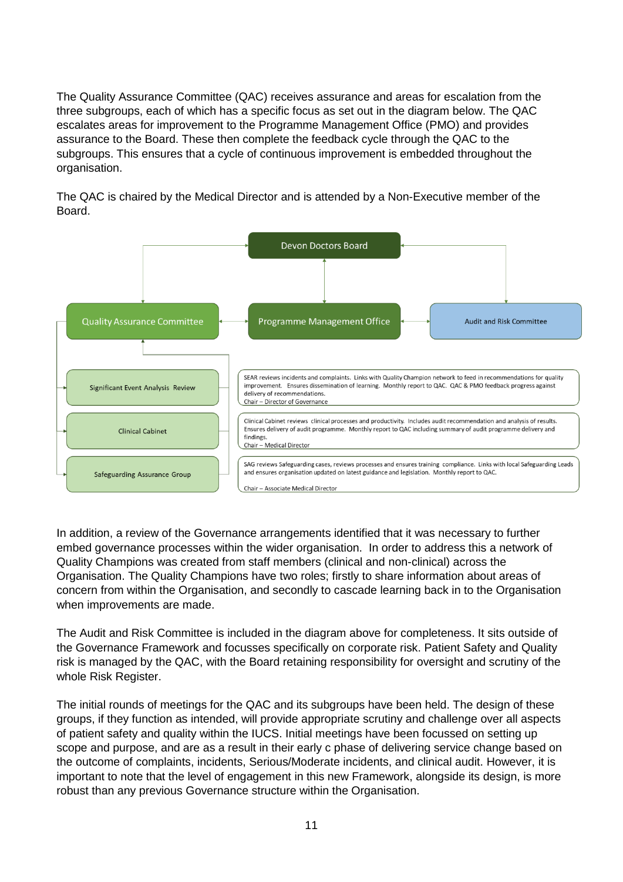The Quality Assurance Committee (QAC) receives assurance and areas for escalation from the three subgroups, each of which has a specific focus as set out in the diagram below. The QAC escalates areas for improvement to the Programme Management Office (PMO) and provides assurance to the Board. These then complete the feedback cycle through the QAC to the subgroups. This ensures that a cycle of continuous improvement is embedded throughout the organisation.

The QAC is chaired by the Medical Director and is attended by a Non-Executive member of the Board.

Devon Doctors Board

Quality Assurance Committee

Programme Management Office

Audit and Risk Committee

Significant Event Analysis Review

SEAR reviews incidents and complaints. Links with Quality Champion network to feed in recommendations for quality improvement. Ensures dissemination of learning. Monthly report to QAC. QAC & PMO feedback progress against delivery of recommendations.
Chair – Director of Governance

Clinical Cabinet

Clinical Cabinet reviews clinical processes and productivity. Includes audit recommendation and analysis of results. Ensures delivery of audit programme. Monthly report to QAC including summary of audit programme delivery and findings.
Chair – Medical Director

Safeguarding Assurance Group

SAG reviews Safeguarding cases, reviews processes and ensures training compliance. Links with local Safeguarding Leads and ensures organisation updated on latest guidance and legislation. Monthly report to QAC.
Chair – Associate Medical Director

In addition, a review of the Governance arrangements identified that it was necessary to further embed governance processes within the wider organisation. In order to address this a network of Quality Champions was created from staff members (clinical and non-clinical) across the Organisation. The Quality Champions have two roles; firstly to share information about areas of concern from within the Organisation, and secondly to cascade learning back in to the Organisation when improvements are made.

The Audit and Risk Committee is included in the diagram above for completeness. It sits outside of the Governance Framework and focusses specifically on corporate risk. Patient Safety and Quality risk is managed by the QAC, with the Board retaining responsibility for oversight and scrutiny of the whole Risk Register.

The initial rounds of meetings for the QAC and its subgroups have been held. The design of these groups, if they function as intended, will provide appropriate scrutiny and challenge over all aspects of patient safety and quality within the IUCS. Initial meetings have been focussed on setting up scope and purpose, and are as a result in their early c phase of delivering service change based on the outcome of complaints, incidents, Serious/Moderate incidents, and clinical audit. However, it is important to note that the level of engagement in this new Framework, alongside its design, is more robust than any previous Governance structure within the Organisation.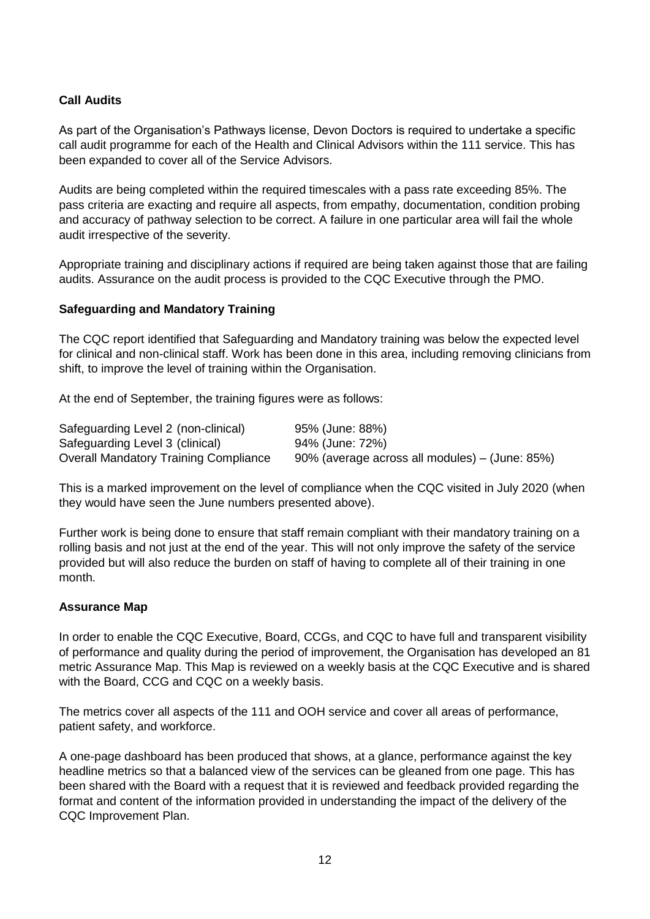**Call Audits**

As part of the Organisation's Pathways license, Devon Doctors is required to undertake a specific call audit programme for each of the Health and Clinical Advisors within the 111 service. This has been expanded to cover all of the Service Advisors.

Audits are being completed within the required timescales with a pass rate exceeding 85%. The pass criteria are exacting and require all aspects, from empathy, documentation, condition probing and accuracy of pathway selection to be correct. A failure in one particular area will fail the whole audit irrespective of the severity.

Appropriate training and disciplinary actions if required are being taken against those that are failing audits. Assurance on the audit process is provided to the CQC Executive through the PMO.

**Safeguarding and Mandatory Training**

The CQC report identified that Safeguarding and Mandatory training was below the expected level for clinical and non-clinical staff. Work has been done in this area, including removing clinicians from shift, to improve the level of training within the Organisation.

At the end of September, the training figures were as follows:

| | |
|---|---|
| Safeguarding Level 2 (non-clinical) | 95% (June: 88%) |
| Safeguarding Level 3 (clinical) | 94% (June: 72%) |
| Overall Mandatory Training Compliance | 90% (average across all modules) – (June: 85%) |

This is a marked improvement on the level of compliance when the CQC visited in July 2020 (when they would have seen the June numbers presented above).

Further work is being done to ensure that staff remain compliant with their mandatory training on a rolling basis and not just at the end of the year. This will not only improve the safety of the service provided but will also reduce the burden on staff of having to complete all of their training in one month.

**Assurance Map**

In order to enable the CQC Executive, Board, CCGs, and CQC to have full and transparent visibility of performance and quality during the period of improvement, the Organisation has developed an 81 metric Assurance Map. This Map is reviewed on a weekly basis at the CQC Executive and is shared with the Board, CCG and CQC on a weekly basis.

The metrics cover all aspects of the 111 and OOH service and cover all areas of performance, patient safety, and workforce.

A one-page dashboard has been produced that shows, at a glance, performance against the key headline metrics so that a balanced view of the services can be gleaned from one page. This has been shared with the Board with a request that it is reviewed and feedback provided regarding the format and content of the information provided in understanding the impact of the delivery of the CQC Improvement Plan.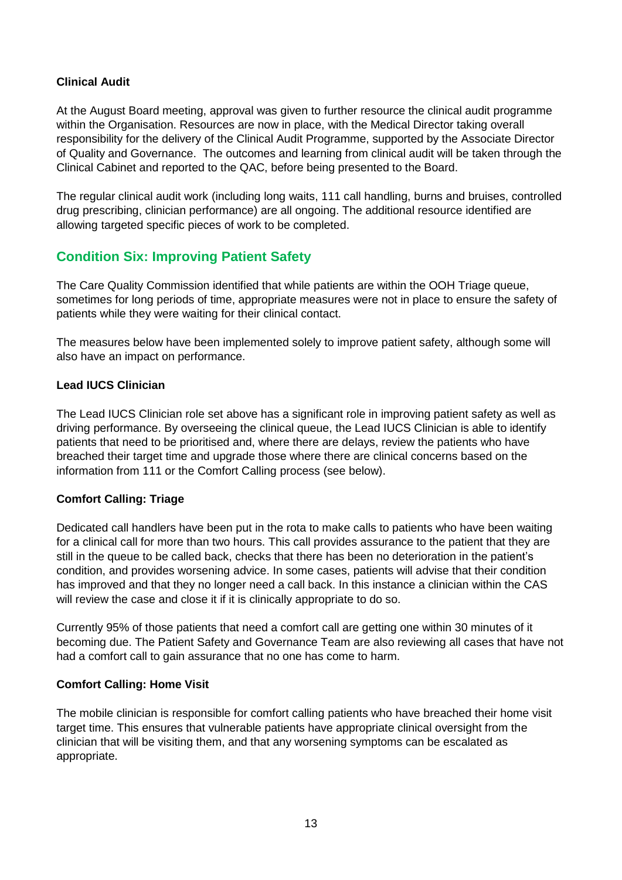### Clinical Audit

At the August Board meeting, approval was given to further resource the clinical audit programme within the Organisation. Resources are now in place, with the Medical Director taking overall responsibility for the delivery of the Clinical Audit Programme, supported by the Associate Director of Quality and Governance. The outcomes and learning from clinical audit will be taken through the Clinical Cabinet and reported to the QAC, before being presented to the Board.

The regular clinical audit work (including long waits, 111 call handling, burns and bruises, controlled drug prescribing, clinician performance) are all ongoing. The additional resource identified are allowing targeted specific pieces of work to be completed.

## Condition Six: Improving Patient Safety

The Care Quality Commission identified that while patients are within the OOH Triage queue, sometimes for long periods of time, appropriate measures were not in place to ensure the safety of patients while they were waiting for their clinical contact.

The measures below have been implemented solely to improve patient safety, although some will also have an impact on performance.

### Lead IUCS Clinician

The Lead IUCS Clinician role set above has a significant role in improving patient safety as well as driving performance. By overseeing the clinical queue, the Lead IUCS Clinician is able to identify patients that need to be prioritised and, where there are delays, review the patients who have breached their target time and upgrade those where there are clinical concerns based on the information from 111 or the Comfort Calling process (see below).

### Comfort Calling: Triage

Dedicated call handlers have been put in the rota to make calls to patients who have been waiting for a clinical call for more than two hours. This call provides assurance to the patient that they are still in the queue to be called back, checks that there has been no deterioration in the patient's condition, and provides worsening advice. In some cases, patients will advise that their condition has improved and that they no longer need a call back. In this instance a clinician within the CAS will review the case and close it if it is clinically appropriate to do so.

Currently 95% of those patients that need a comfort call are getting one within 30 minutes of it becoming due. The Patient Safety and Governance Team are also reviewing all cases that have not had a comfort call to gain assurance that no one has come to harm.

### Comfort Calling: Home Visit

The mobile clinician is responsible for comfort calling patients who have breached their home visit target time. This ensures that vulnerable patients have appropriate clinical oversight from the clinician that will be visiting them, and that any worsening symptoms can be escalated as appropriate.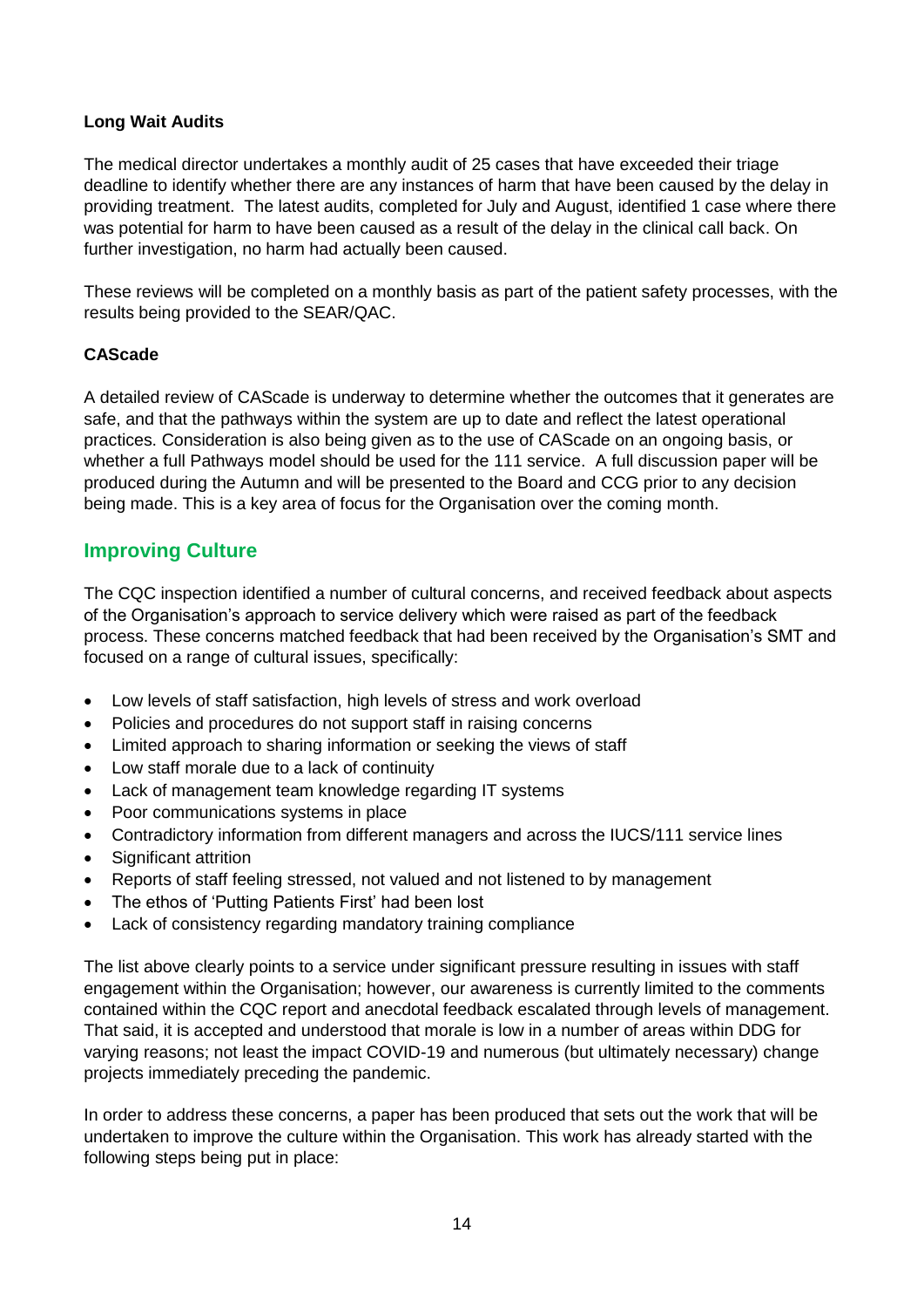### Long Wait Audits

The medical director undertakes a monthly audit of 25 cases that have exceeded their triage deadline to identify whether there are any instances of harm that have been caused by the delay in providing treatment. The latest audits, completed for July and August, identified 1 case where there was potential for harm to have been caused as a result of the delay in the clinical call back. On further investigation, no harm had actually been caused.

These reviews will be completed on a monthly basis as part of the patient safety processes, with the results being provided to the SEAR/QAC.

### CAScade

A detailed review of CAScade is underway to determine whether the outcomes that it generates are safe, and that the pathways within the system are up to date and reflect the latest operational practices. Consideration is also being given as to the use of CAScade on an ongoing basis, or whether a full Pathways model should be used for the 111 service. A full discussion paper will be produced during the Autumn and will be presented to the Board and CCG prior to any decision being made. This is a key area of focus for the Organisation over the coming month.

## Improving Culture

The CQC inspection identified a number of cultural concerns, and received feedback about aspects of the Organisation's approach to service delivery which were raised as part of the feedback process. These concerns matched feedback that had been received by the Organisation's SMT and focused on a range of cultural issues, specifically:

- Low levels of staff satisfaction, high levels of stress and work overload
- Policies and procedures do not support staff in raising concerns
- Limited approach to sharing information or seeking the views of staff
- Low staff morale due to a lack of continuity
- Lack of management team knowledge regarding IT systems
- Poor communications systems in place
- Contradictory information from different managers and across the IUCS/111 service lines
- Significant attrition
- Reports of staff feeling stressed, not valued and not listened to by management
- The ethos of 'Putting Patients First' had been lost
- Lack of consistency regarding mandatory training compliance

The list above clearly points to a service under significant pressure resulting in issues with staff engagement within the Organisation; however, our awareness is currently limited to the comments contained within the CQC report and anecdotal feedback escalated through levels of management. That said, it is accepted and understood that morale is low in a number of areas within DDG for varying reasons; not least the impact COVID-19 and numerous (but ultimately necessary) change projects immediately preceding the pandemic.

In order to address these concerns, a paper has been produced that sets out the work that will be undertaken to improve the culture within the Organisation. This work has already started with the following steps being put in place: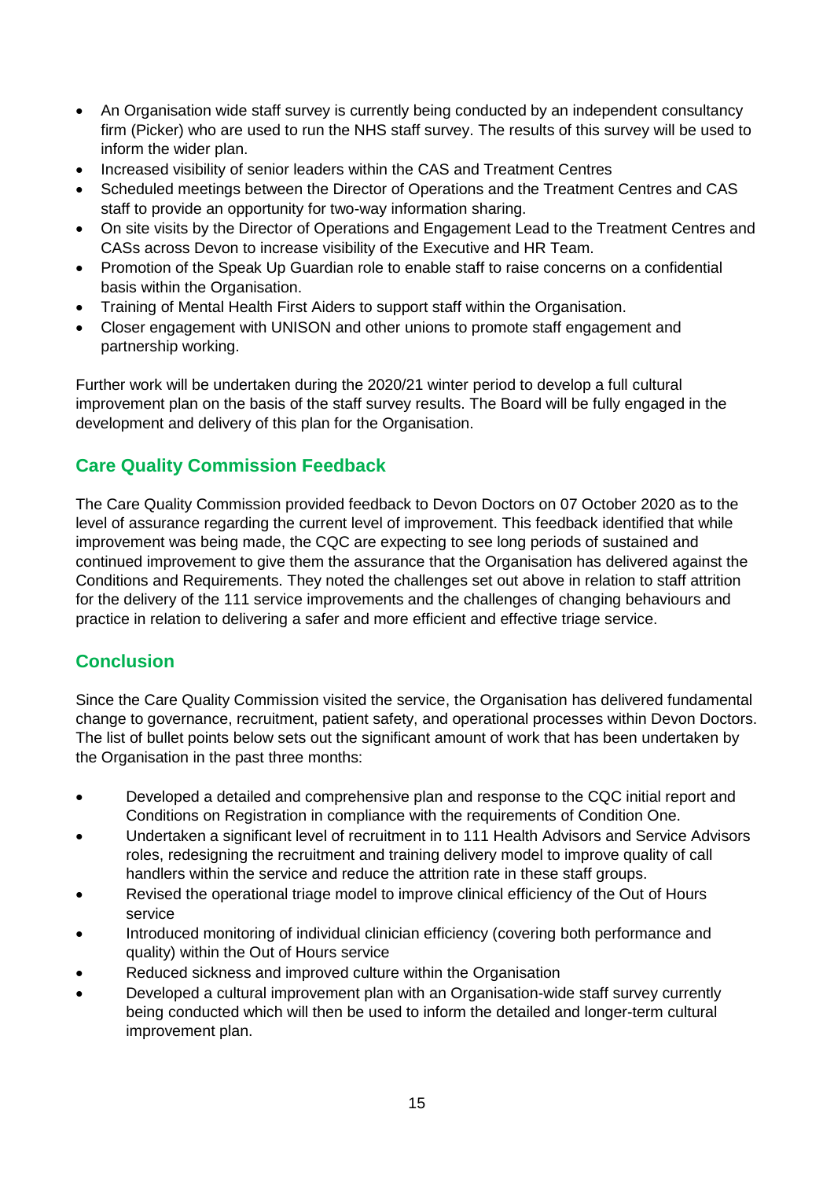- An Organisation wide staff survey is currently being conducted by an independent consultancy firm (Picker) who are used to run the NHS staff survey. The results of this survey will be used to inform the wider plan.
- Increased visibility of senior leaders within the CAS and Treatment Centres
- Scheduled meetings between the Director of Operations and the Treatment Centres and CAS staff to provide an opportunity for two-way information sharing.
- On site visits by the Director of Operations and Engagement Lead to the Treatment Centres and CASs across Devon to increase visibility of the Executive and HR Team.
- Promotion of the Speak Up Guardian role to enable staff to raise concerns on a confidential basis within the Organisation.
- Training of Mental Health First Aiders to support staff within the Organisation.
- Closer engagement with UNISON and other unions to promote staff engagement and partnership working.

Further work will be undertaken during the 2020/21 winter period to develop a full cultural improvement plan on the basis of the staff survey results. The Board will be fully engaged in the development and delivery of this plan for the Organisation.

## Care Quality Commission Feedback

The Care Quality Commission provided feedback to Devon Doctors on 07 October 2020 as to the level of assurance regarding the current level of improvement. This feedback identified that while improvement was being made, the CQC are expecting to see long periods of sustained and continued improvement to give them the assurance that the Organisation has delivered against the Conditions and Requirements. They noted the challenges set out above in relation to staff attrition for the delivery of the 111 service improvements and the challenges of changing behaviours and practice in relation to delivering a safer and more efficient and effective triage service.

## Conclusion

Since the Care Quality Commission visited the service, the Organisation has delivered fundamental change to governance, recruitment, patient safety, and operational processes within Devon Doctors. The list of bullet points below sets out the significant amount of work that has been undertaken by the Organisation in the past three months:

- Developed a detailed and comprehensive plan and response to the CQC initial report and Conditions on Registration in compliance with the requirements of Condition One.
- Undertaken a significant level of recruitment in to 111 Health Advisors and Service Advisors roles, redesigning the recruitment and training delivery model to improve quality of call handlers within the service and reduce the attrition rate in these staff groups.
- Revised the operational triage model to improve clinical efficiency of the Out of Hours service
- Introduced monitoring of individual clinician efficiency (covering both performance and quality) within the Out of Hours service
- Reduced sickness and improved culture within the Organisation
- Developed a cultural improvement plan with an Organisation-wide staff survey currently being conducted which will then be used to inform the detailed and longer-term cultural improvement plan.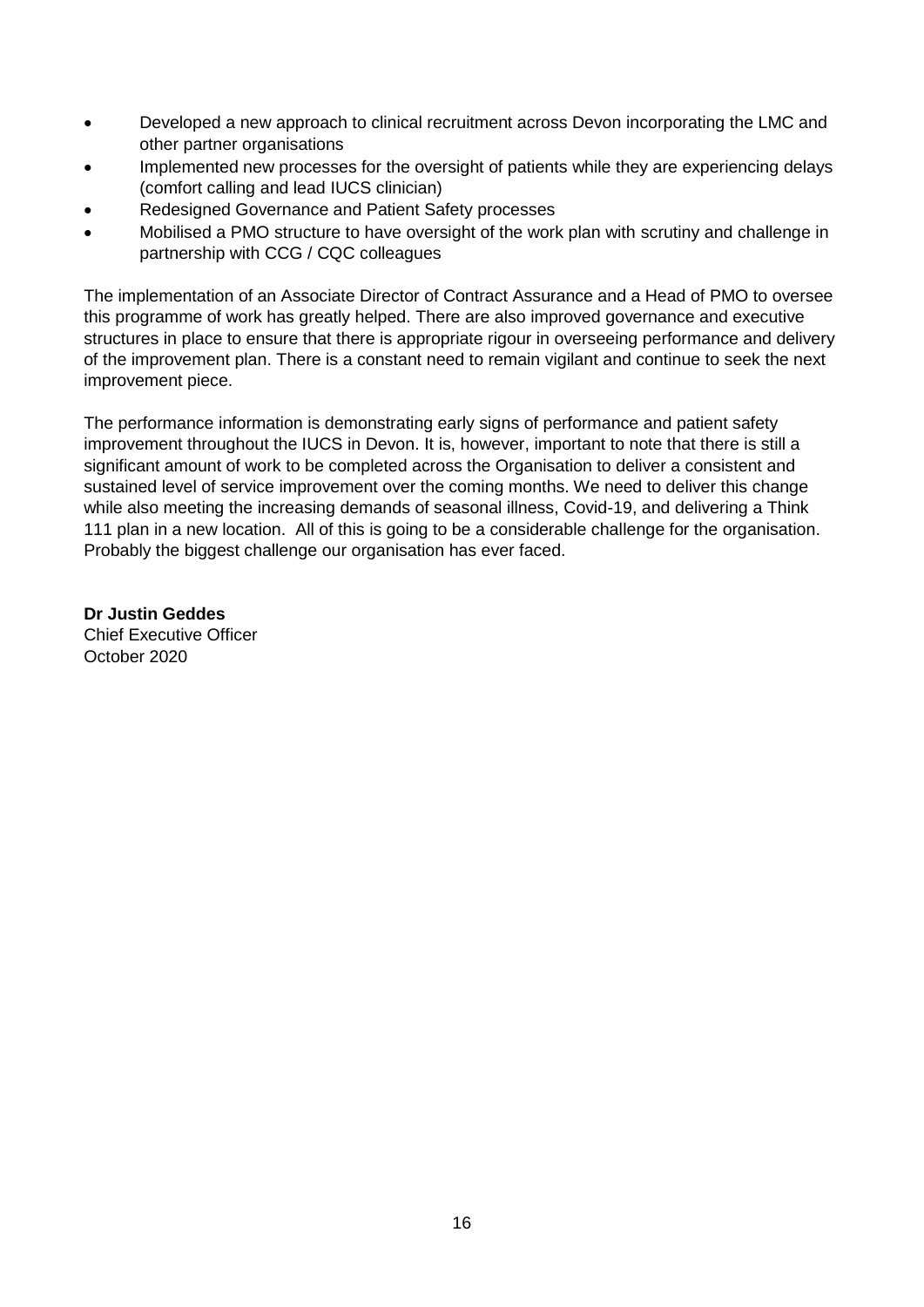- Developed a new approach to clinical recruitment across Devon incorporating the LMC and other partner organisations
- Implemented new processes for the oversight of patients while they are experiencing delays (comfort calling and lead IUCS clinician)
- Redesigned Governance and Patient Safety processes
- Mobilised a PMO structure to have oversight of the work plan with scrutiny and challenge in partnership with CCG / CQC colleagues

The implementation of an Associate Director of Contract Assurance and a Head of PMO to oversee this programme of work has greatly helped. There are also improved governance and executive structures in place to ensure that there is appropriate rigour in overseeing performance and delivery of the improvement plan. There is a constant need to remain vigilant and continue to seek the next improvement piece.

The performance information is demonstrating early signs of performance and patient safety improvement throughout the IUCS in Devon. It is, however, important to note that there is still a significant amount of work to be completed across the Organisation to deliver a consistent and sustained level of service improvement over the coming months. We need to deliver this change while also meeting the increasing demands of seasonal illness, Covid-19, and delivering a Think 111 plan in a new location. All of this is going to be a considerable challenge for the organisation. Probably the biggest challenge our organisation has ever faced.

**Dr Justin Geddes**
Chief Executive Officer
October 2020